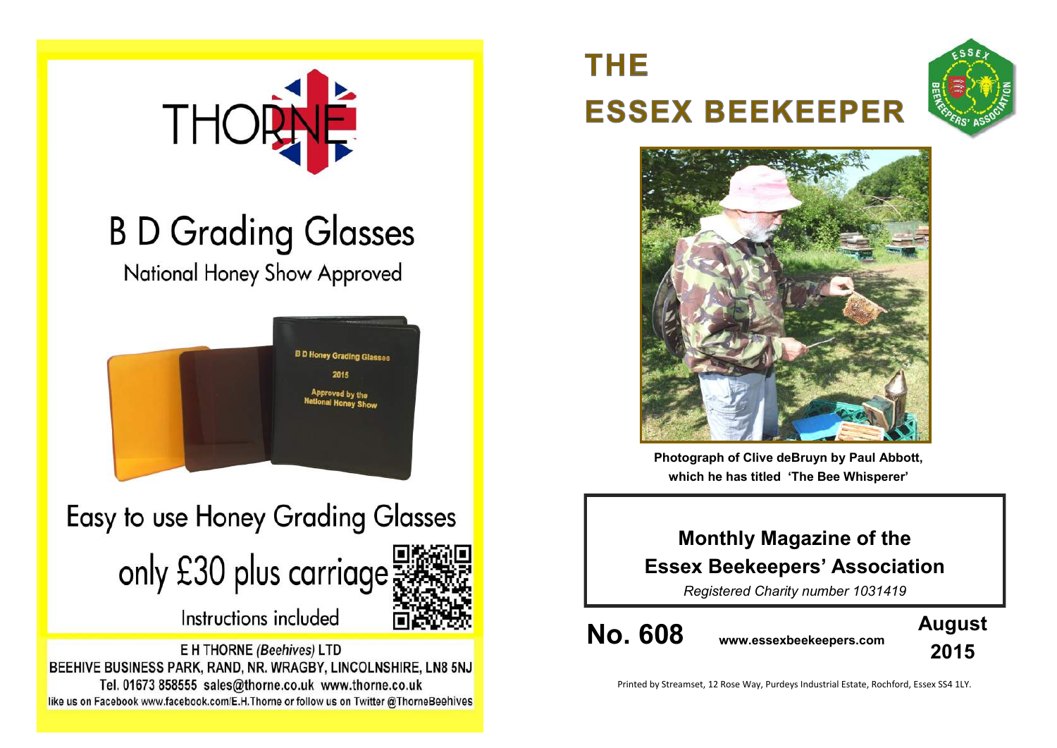THORNE

# B D Grading Glasses

National Honey Show Approved

Easy to use Honey Grading Glasses

only £30 plus carriage

Instructions included

E H THORNE *(Beehives)* LTD
BEEHIVE BUSINESS PARK, RAND, NR. WRAGBY, LINCOLNSHIRE, LN8 5NJ
Tel. 01673 858555 sales@thorne.co.uk www.thorne.co.uk
like us on Facebook www.facebook.com/E.H.Thorne or follow us on Twitter @ThorneBeehives

# THE ESSEX BEEKEEPER

**Photograph of Clive deBruyn by Paul Abbott, which he has titled 'The Bee Whisperer'**

## Monthly Magazine of the Essex Beekeepers' Association

*Registered Charity number 1031419*

**No. 608** **www.essexbeekeepers.com** **August 2015**

Printed by Streamset, 12 Rose Way, Purdeys Industrial Estate, Rochford, Essex SS4 1LY.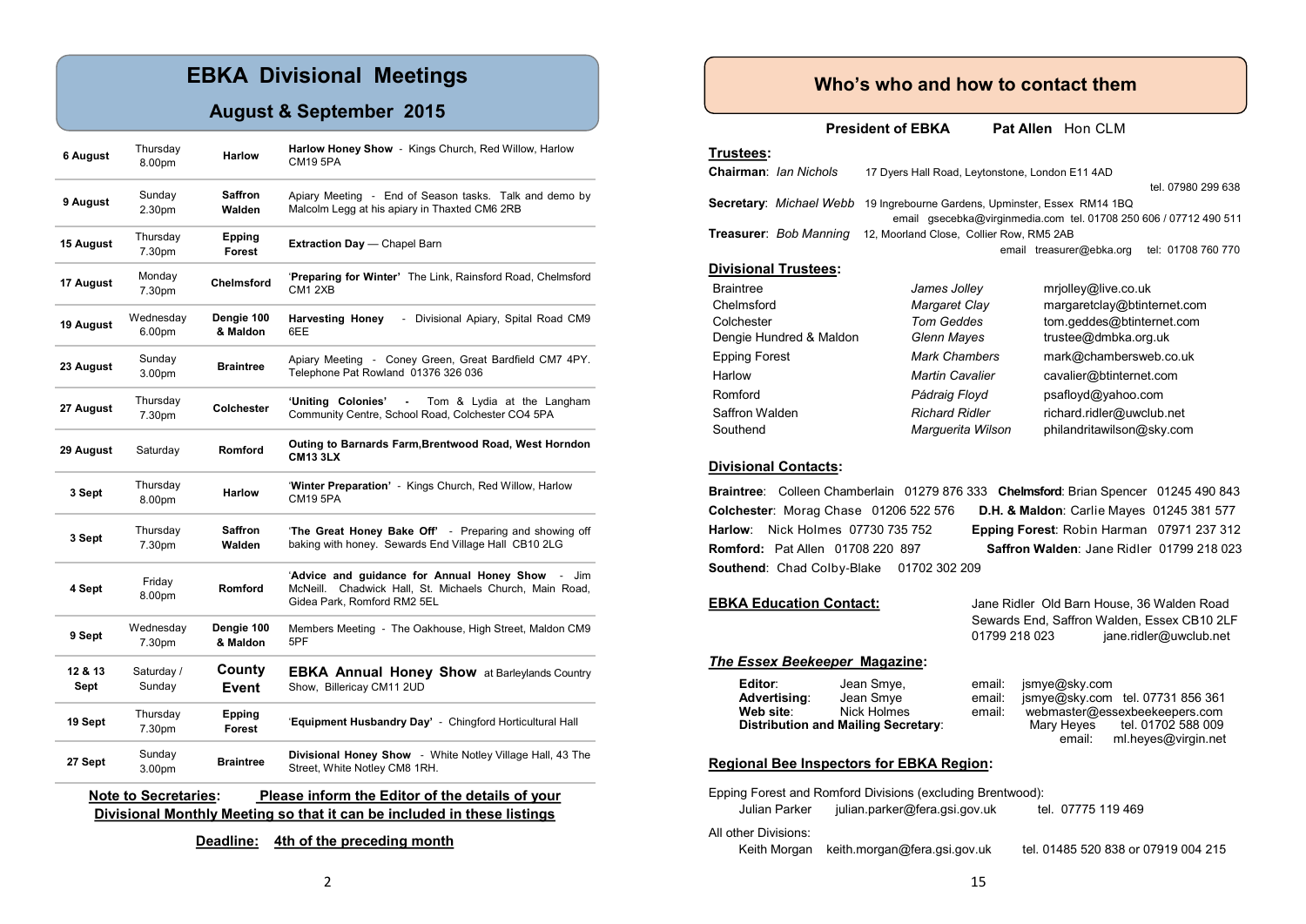# EBKA Divisional Meetings

## August & September 2015

| Date | Day / Time | Division | Event |
|---|---|---|---|
| 6 August | Thursday 8.00pm | Harlow | **Harlow Honey Show** - Kings Church, Red Willow, Harlow CM19 5PA |
| 9 August | Sunday 2.30pm | Saffron Walden | Apiary Meeting - End of Season tasks. Talk and demo by Malcolm Legg at his apiary in Thaxted CM6 2RB |
| 15 August | Thursday 7.30pm | Epping Forest | **Extraction Day** — Chapel Barn |
| 17 August | Monday 7.30pm | Chelmsford | '**Preparing for Winter**' The Link, Rainsford Road, Chelmsford CM1 2XB |
| 19 August | Wednesday 6.00pm | Dengie 100 & Maldon | **Harvesting Honey** - Divisional Apiary, Spital Road CM9 6EE |
| 23 August | Sunday 3.00pm | Braintree | Apiary Meeting - Coney Green, Great Bardfield CM7 4PY. Telephone Pat Rowland 01376 326 036 |
| 27 August | Thursday 7.30pm | Colchester | **'Uniting Colonies'** - Tom & Lydia at the Langham Community Centre, School Road, Colchester CO4 5PA |
| 29 August | Saturday | Romford | **Outing to Barnards Farm,Brentwood Road, West Horndon CM13 3LX** |
| 3 Sept | Thursday 8.00pm | Harlow | '**Winter Preparation**' - Kings Church, Red Willow, Harlow CM19 5PA |
| 3 Sept | Thursday 7.30pm | Saffron Walden | '**The Great Honey Bake Off**' - Preparing and showing off baking with honey. Sewards End Village Hall CB10 2LG |
| 4 Sept | Friday 8.00pm | Romford | '**Advice and guidance for Annual Honey Show** - Jim McNeill. Chadwick Hall, St. Michaels Church, Main Road, Gidea Park, Romford RM2 5EL |
| 9 Sept | Wednesday 7.30pm | Dengie 100 & Maldon | Members Meeting - The Oakhouse, High Street, Maldon CM9 5PF |
| 12 & 13 Sept | Saturday / Sunday | **County Event** | **EBKA Annual Honey Show** at Barleylands Country Show, Billericay CM11 2UD |
| 19 Sept | Thursday 7.30pm | Epping Forest | '**Equipment Husbandry Day**' - Chingford Horticultural Hall |
| 27 Sept | Sunday 3.00pm | Braintree | **Divisional Honey Show** - White Notley Village Hall, 43 The Street, White Notley CM8 1RH. |

**Note to Secretaries: Please inform the Editor of the details of your Divisional Monthly Meeting so that it can be included in these listings**

**Deadline: 4th of the preceding month**

# Who's who and how to contact them

**President of EBKA** **Pat Allen** Hon CLM

## Trustees:

**Chairman**: *Ian Nichols* 17 Dyers Hall Road, Leytonstone, London E11 4AD tel. 07980 299 638

**Secretary**: *Michael Webb* 19 Ingrebourne Gardens, Upminster, Essex RM14 1BQ email gsecebka@virginmedia.com tel. 01708 250 606 / 07712 490 511

**Treasurer**: *Bob Manning* 12, Moorland Close, Collier Row, RM5 2AB email treasurer@ebka.org tel: 01708 760 770

## Divisional Trustees:

| Division | Trustee | Email |
|---|---|---|
| Braintree | *James Jolley* | mrjolley@live.co.uk |
| Chelmsford | *Margaret Clay* | margaretclay@btinternet.com |
| Colchester | *Tom Geddes* | tom.geddes@btinternet.com |
| Dengie Hundred & Maldon | *Glenn Mayes* | trustee@dmbka.org.uk |
| Epping Forest | *Mark Chambers* | mark@chambersweb.co.uk |
| Harlow | *Martin Cavalier* | cavalier@btinternet.com |
| Romford | *Pádraig Floyd* | psafloyd@yahoo.com |
| Saffron Walden | *Richard Ridler* | richard.ridler@uwclub.net |
| Southend | *Marguerita Wilson* | philandritawilson@sky.com |

## Divisional Contacts:

**Braintree**: Colleen Chamberlain 01279 876 333
**Chelmsford**: Brian Spencer 01245 490 843
**Colchester**: Morag Chase 01206 522 576
**D.H. & Maldon**: Carlie Mayes 01245 381 577
**Harlow**: Nick Holmes 07730 735 752
**Epping Forest**: Robin Harman 07971 237 312
**Romford:** Pat Allen 01708 220 897
**Saffron Walden**: Jane Ridler 01799 218 023
**Southend**: Chad Colby-Blake 01702 302 209

## EBKA Education Contact:

Jane Ridler Old Barn House, 36 Walden Road Sewards End, Saffron Walden, Essex CB10 2LF 01799 218 023 jane.ridler@uwclub.net

## *The Essex Beekeeper* Magazine:

**Editor**: Jean Smye, email: jsmye@sky.com
**Advertising**: Jean Smye email: jsmye@sky.com tel. 07731 856 361
**Web site**: Nick Holmes email: webmaster@essexbeekeepers.com
**Distribution and Mailing Secretary**: Mary Heyes tel. 01702 588 009 email: ml.heyes@virgin.net

## Regional Bee Inspectors for EBKA Region:

Epping Forest and Romford Divisions (excluding Brentwood):
Julian Parker julian.parker@fera.gsi.gov.uk tel. 07775 119 469

All other Divisions:
Keith Morgan keith.morgan@fera.gsi.gov.uk tel. 01485 520 838 or 07919 004 215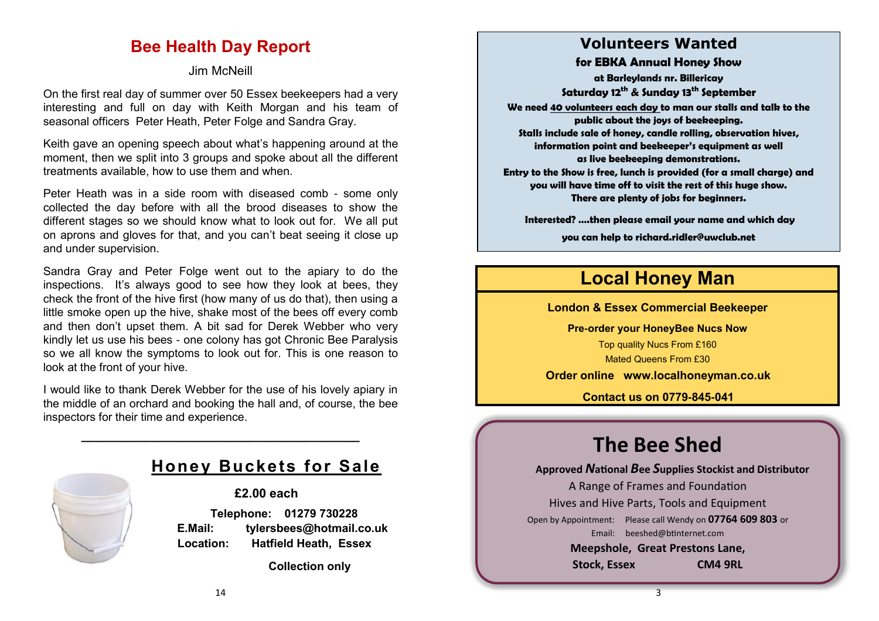## Bee Health Day Report

Jim McNeill

On the first real day of summer over 50 Essex beekeepers had a very interesting and full on day with Keith Morgan and his team of seasonal officers Peter Heath, Peter Folge and Sandra Gray.

Keith gave an opening speech about what's happening around at the moment, then we split into 3 groups and spoke about all the different treatments available, how to use them and when.

Peter Heath was in a side room with diseased comb - some only collected the day before with all the brood diseases to show the different stages so we should know what to look out for. We all put on aprons and gloves for that, and you can't beat seeing it close up and under supervision.

Sandra Gray and Peter Folge went out to the apiary to do the inspections. It's always good to see how they look at bees, they check the front of the hive first (how many of us do that), then using a little smoke open up the hive, shake most of the bees off every comb and then don't upset them. A bit sad for Derek Webber who very kindly let us use his bees - one colony has got Chronic Bee Paralysis so we all know the symptoms to look out for. This is one reason to look at the front of your hive.

I would like to thank Derek Webber for the use of his lovely apiary in the middle of an orchard and booking the hall and, of course, the bee inspectors for their time and experience.

---

## Honey Buckets for Sale

**£2.00 each**

**Telephone: 01279 730228**
**E.Mail: tylersbees@hotmail.co.uk**
**Location: Hatfield Heath, Essex**

**Collection only**

---

## Volunteers Wanted

**for EBKA Annual Honey Show**

**at Barleylands nr. Billericay**

**Saturday 12th & Sunday 13th September**

**We need 40 volunteers each day to man our stalls and talk to the public about the joys of beekeeping.**
**Stalls include sale of honey, candle rolling, observation hives, information point and beekeeper's equipment as well as live beekeeping demonstrations.**
**Entry to the Show is free, lunch is provided (for a small charge) and you will have time off to visit the rest of this huge show.**
**There are plenty of jobs for beginners.**

**Interested? ....then please email your name and which day you can help to richard.ridler@uwclub.net**

---

## Local Honey Man

**London & Essex Commercial Beekeeper**

**Pre-order your HoneyBee Nucs Now**

Top quality Nucs From £160

Mated Queens From £30

**Order online www.localhoneyman.co.uk**

**Contact us on 0779-845-041**

---

## The Bee Shed

**Approved *N*ational *B*ee *S*upplies Stockist and Distributor**

A Range of Frames and Foundation

Hives and Hive Parts, Tools and Equipment

Open by Appointment: Please call Wendy on **07764 609 803** or Email: beeshed@btinternet.com

**Meepshole, Great Prestons Lane,**
**Stock, Essex CM4 9RL**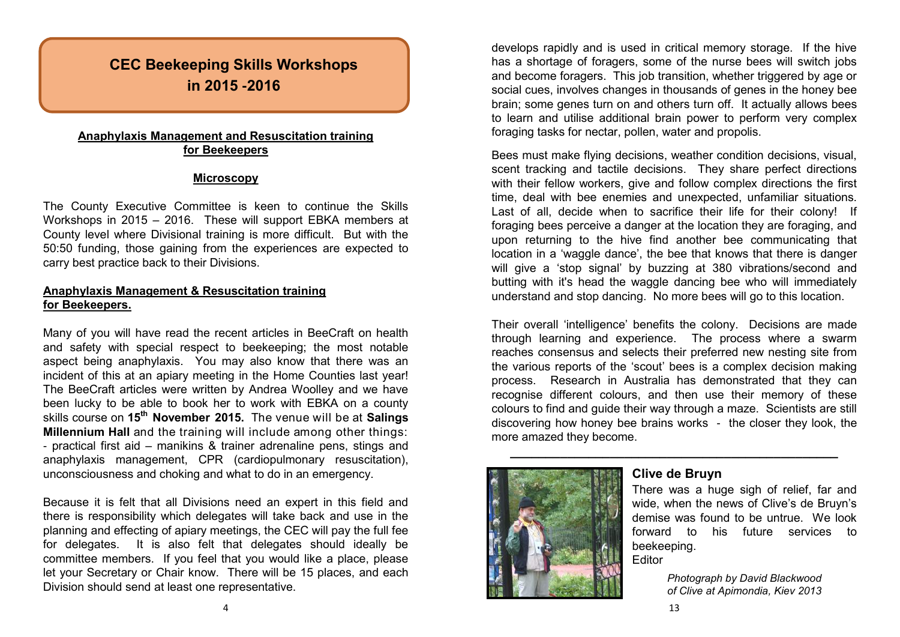## CEC Beekeeping Skills Workshops in 2015 -2016

**Anaphylaxis Management and Resuscitation training for Beekeepers**

**Microscopy**

The County Executive Committee is keen to continue the Skills Workshops in 2015 – 2016. These will support EBKA members at County level where Divisional training is more difficult. But with the 50:50 funding, those gaining from the experiences are expected to carry best practice back to their Divisions.

### Anaphylaxis Management & Resuscitation training for Beekeepers.

Many of you will have read the recent articles in BeeCraft on health and safety with special respect to beekeeping; the most notable aspect being anaphylaxis. You may also know that there was an incident of this at an apiary meeting in the Home Counties last year! The BeeCraft articles were written by Andrea Woolley and we have been lucky to be able to book her to work with EBKA on a county skills course on **15th November 2015.** The venue will be at **Salings Millennium Hall** and the training will include among other things:
- practical first aid – manikins & trainer adrenaline pens, stings and anaphylaxis management, CPR (cardiopulmonary resuscitation), unconsciousness and choking and what to do in an emergency.

Because it is felt that all Divisions need an expert in this field and there is responsibility which delegates will take back and use in the planning and effecting of apiary meetings, the CEC will pay the full fee for delegates. It is also felt that delegates should ideally be committee members. If you feel that you would like a place, please let your Secretary or Chair know. There will be 15 places, and each Division should send at least one representative.

develops rapidly and is used in critical memory storage. If the hive has a shortage of foragers, some of the nurse bees will switch jobs and become foragers. This job transition, whether triggered by age or social cues, involves changes in thousands of genes in the honey bee brain; some genes turn on and others turn off. It actually allows bees to learn and utilise additional brain power to perform very complex foraging tasks for nectar, pollen, water and propolis.

Bees must make flying decisions, weather condition decisions, visual, scent tracking and tactile decisions. They share perfect directions with their fellow workers, give and follow complex directions the first time, deal with bee enemies and unexpected, unfamiliar situations. Last of all, decide when to sacrifice their life for their colony! If foraging bees perceive a danger at the location they are foraging, and upon returning to the hive find another bee communicating that location in a 'waggle dance', the bee that knows that there is danger will give a 'stop signal' by buzzing at 380 vibrations/second and butting with it's head the waggle dancing bee who will immediately understand and stop dancing. No more bees will go to this location.

Their overall 'intelligence' benefits the colony. Decisions are made through learning and experience. The process where a swarm reaches consensus and selects their preferred new nesting site from the various reports of the 'scout' bees is a complex decision making process. Research in Australia has demonstrated that they can recognise different colours, and then use their memory of these colours to find and guide their way through a maze. Scientists are still discovering how honey bee brains works - the closer they look, the more amazed they become.

---

### Clive de Bruyn

There was a huge sigh of relief, far and wide, when the news of Clive's de Bruyn's demise was found to be untrue. We look forward to his future services to beekeeping.
Editor

*Photograph by David Blackwood of Clive at Apimondia, Kiev 2013*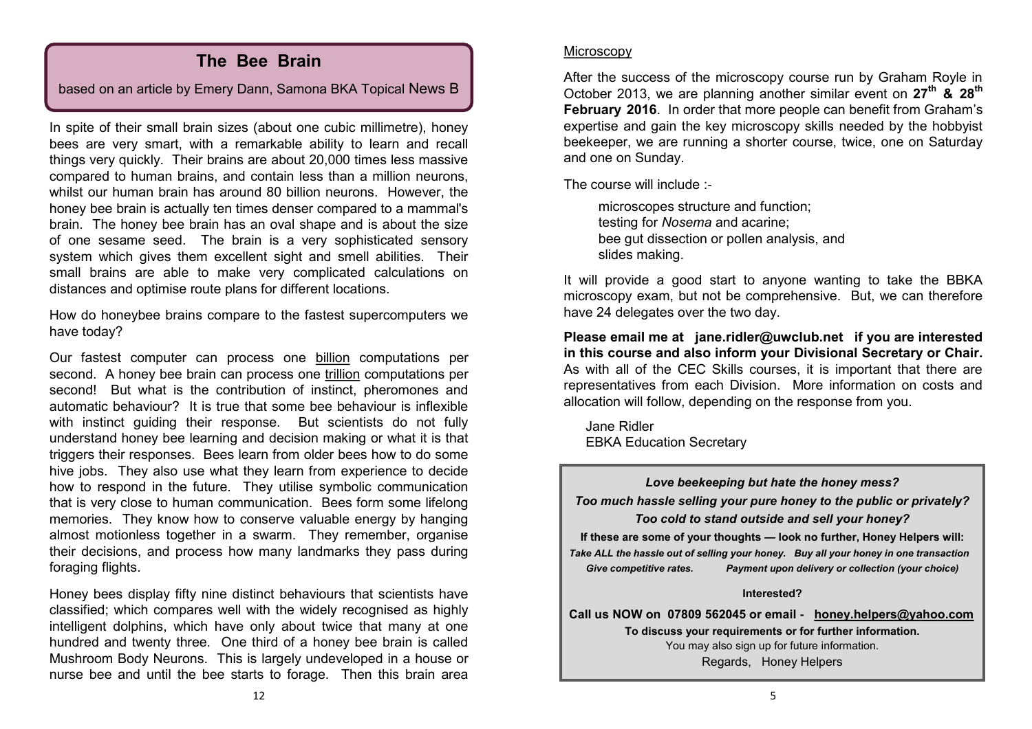## The Bee Brain

based on an article by Emery Dann, Samona BKA Topical News B

In spite of their small brain sizes (about one cubic millimetre), honey bees are very smart, with a remarkable ability to learn and recall things very quickly. Their brains are about 20,000 times less massive compared to human brains, and contain less than a million neurons, whilst our human brain has around 80 billion neurons. However, the honey bee brain is actually ten times denser compared to a mammal's brain. The honey bee brain has an oval shape and is about the size of one sesame seed. The brain is a very sophisticated sensory system which gives them excellent sight and smell abilities. Their small brains are able to make very complicated calculations on distances and optimise route plans for different locations.

How do honeybee brains compare to the fastest supercomputers we have today?

Our fastest computer can process one billion computations per second. A honey bee brain can process one trillion computations per second! But what is the contribution of instinct, pheromones and automatic behaviour? It is true that some bee behaviour is inflexible with instinct guiding their response. But scientists do not fully understand honey bee learning and decision making or what it is that triggers their responses. Bees learn from older bees how to do some hive jobs. They also use what they learn from experience to decide how to respond in the future. They utilise symbolic communication that is very close to human communication. Bees form some lifelong memories. They know how to conserve valuable energy by hanging almost motionless together in a swarm. They remember, organise their decisions, and process how many landmarks they pass during foraging flights.

Honey bees display fifty nine distinct behaviours that scientists have classified; which compares well with the widely recognised as highly intelligent dolphins, which have only about twice that many at one hundred and twenty three. One third of a honey bee brain is called Mushroom Body Neurons. This is largely undeveloped in a house or nurse bee and until the bee starts to forage. Then this brain area

### Microscopy

After the success of the microscopy course run by Graham Royle in October 2013, we are planning another similar event on **27th & 28th February 2016**. In order that more people can benefit from Graham's expertise and gain the key microscopy skills needed by the hobbyist beekeeper, we are running a shorter course, twice, one on Saturday and one on Sunday.

The course will include :-

- microscopes structure and function;
- testing for *Nosema* and acarine;
- bee gut dissection or pollen analysis, and
- slides making.

It will provide a good start to anyone wanting to take the BBKA microscopy exam, but not be comprehensive. But, we can therefore have 24 delegates over the two day.

**Please email me at jane.ridler@uwclub.net if you are interested in this course and also inform your Divisional Secretary or Chair.** As with all of the CEC Skills courses, it is important that there are representatives from each Division. More information on costs and allocation will follow, depending on the response from you.

Jane Ridler
EBKA Education Secretary

***Love beekeeping but hate the honey mess?***

***Too much hassle selling your pure honey to the public or privately?***

***Too cold to stand outside and sell your honey?***

**If these are some of your thoughts — look no further, Honey Helpers will:**

***Take ALL the hassle out of selling your honey. Buy all your honey in one transaction***

***Give competitive rates. Payment upon delivery or collection (your choice)***

**Interested?**

**Call us NOW on 07809 562045 or email - honey.helpers@yahoo.com**

**To discuss your requirements or for further information.**

You may also sign up for future information.

Regards, Honey Helpers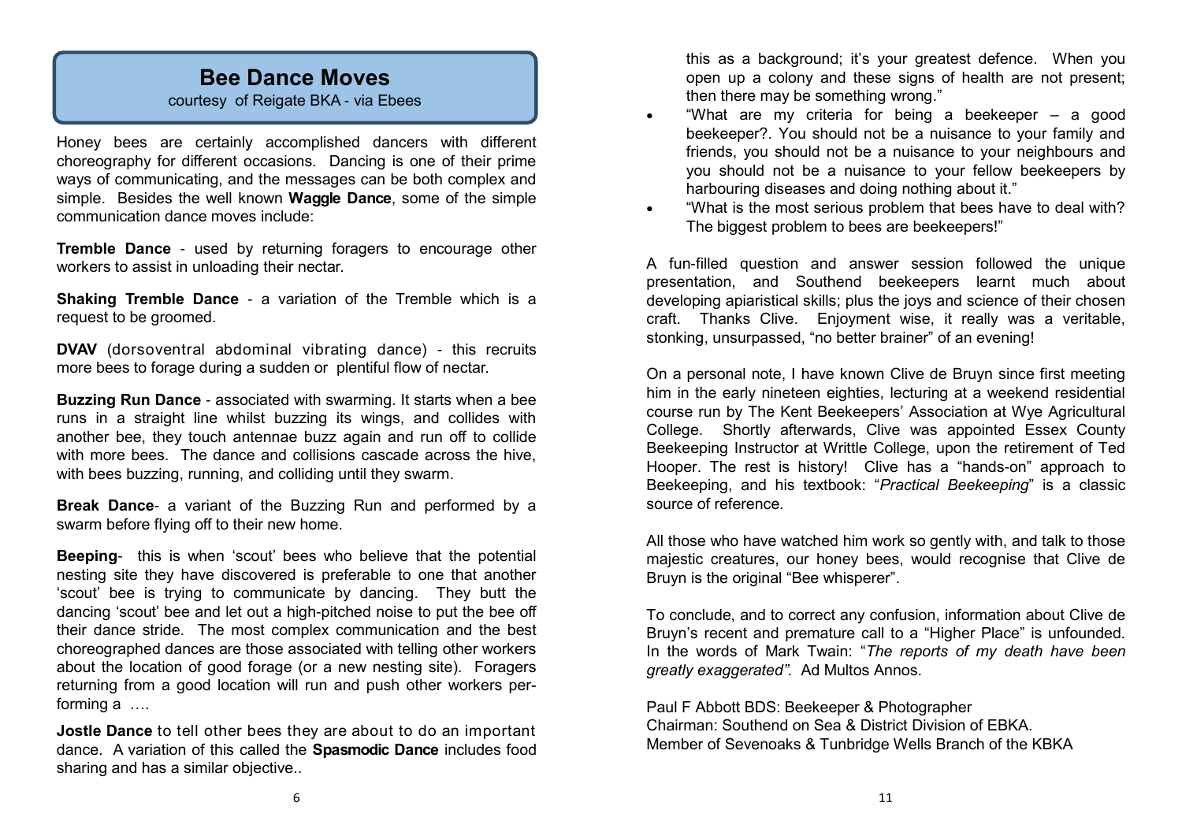## Bee Dance Moves

courtesy of Reigate BKA - via Ebees

Honey bees are certainly accomplished dancers with different choreography for different occasions. Dancing is one of their prime ways of communicating, and the messages can be both complex and simple. Besides the well known **Waggle Dance**, some of the simple communication dance moves include:

**Tremble Dance** - used by returning foragers to encourage other workers to assist in unloading their nectar.

**Shaking Tremble Dance** - a variation of the Tremble which is a request to be groomed.

**DVAV** (dorsoventral abdominal vibrating dance) - this recruits more bees to forage during a sudden or plentiful flow of nectar.

**Buzzing Run Dance** - associated with swarming. It starts when a bee runs in a straight line whilst buzzing its wings, and collides with another bee, they touch antennae buzz again and run off to collide with more bees. The dance and collisions cascade across the hive, with bees buzzing, running, and colliding until they swarm.

**Break Dance**- a variant of the Buzzing Run and performed by a swarm before flying off to their new home.

**Beeping**- this is when 'scout' bees who believe that the potential nesting site they have discovered is preferable to one that another 'scout' bee is trying to communicate by dancing. They butt the dancing 'scout' bee and let out a high-pitched noise to put the bee off their dance stride. The most complex communication and the best choreographed dances are those associated with telling other workers about the location of good forage (or a new nesting site). Foragers returning from a good location will run and push other workers performing a ….

**Jostle Dance** to tell other bees they are about to do an important dance. A variation of this called the **Spasmodic Dance** includes food sharing and has a similar objective..

this as a background; it's your greatest defence. When you open up a colony and these signs of health are not present; then there may be something wrong."

- "What are my criteria for being a beekeeper – a good beekeeper?. You should not be a nuisance to your family and friends, you should not be a nuisance to your neighbours and you should not be a nuisance to your fellow beekeepers by harbouring diseases and doing nothing about it."
- "What is the most serious problem that bees have to deal with? The biggest problem to bees are beekeepers!"

A fun-filled question and answer session followed the unique presentation, and Southend beekeepers learnt much about developing apiaristical skills; plus the joys and science of their chosen craft. Thanks Clive. Enjoyment wise, it really was a veritable, stonking, unsurpassed, "no better brainer" of an evening!

On a personal note, I have known Clive de Bruyn since first meeting him in the early nineteen eighties, lecturing at a weekend residential course run by The Kent Beekeepers' Association at Wye Agricultural College. Shortly afterwards, Clive was appointed Essex County Beekeeping Instructor at Writtle College, upon the retirement of Ted Hooper. The rest is history! Clive has a "hands-on" approach to Beekeeping, and his textbook: "*Practical Beekeeping*" is a classic source of reference.

All those who have watched him work so gently with, and talk to those majestic creatures, our honey bees, would recognise that Clive de Bruyn is the original "Bee whisperer".

To conclude, and to correct any confusion, information about Clive de Bruyn's recent and premature call to a "Higher Place" is unfounded. In the words of Mark Twain: "*The reports of my death have been greatly exaggerated".* Ad Multos Annos.

Paul F Abbott BDS: Beekeeper & Photographer
Chairman: Southend on Sea & District Division of EBKA.
Member of Sevenoaks & Tunbridge Wells Branch of the KBKA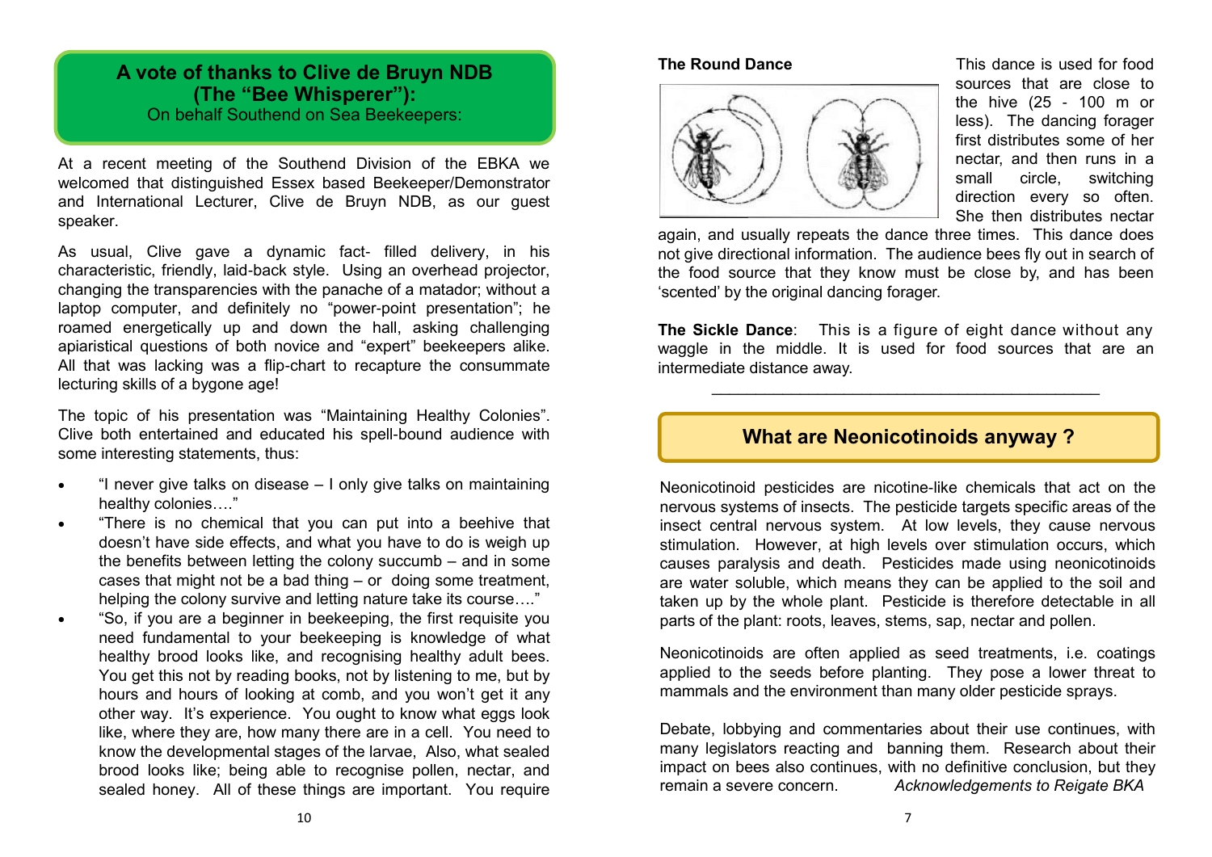## A vote of thanks to Clive de Bruyn NDB (The "Bee Whisperer"):

On behalf Southend on Sea Beekeepers:

At a recent meeting of the Southend Division of the EBKA we welcomed that distinguished Essex based Beekeeper/Demonstrator and International Lecturer, Clive de Bruyn NDB, as our guest speaker.

As usual, Clive gave a dynamic fact- filled delivery, in his characteristic, friendly, laid-back style. Using an overhead projector, changing the transparencies with the panache of a matador; without a laptop computer, and definitely no "power-point presentation"; he roamed energetically up and down the hall, asking challenging apiaristical questions of both novice and "expert" beekeepers alike. All that was lacking was a flip-chart to recapture the consummate lecturing skills of a bygone age!

The topic of his presentation was "Maintaining Healthy Colonies". Clive both entertained and educated his spell-bound audience with some interesting statements, thus:

- "I never give talks on disease – I only give talks on maintaining healthy colonies…."
- "There is no chemical that you can put into a beehive that doesn't have side effects, and what you have to do is weigh up the benefits between letting the colony succumb – and in some cases that might not be a bad thing – or doing some treatment, helping the colony survive and letting nature take its course…."
- "So, if you are a beginner in beekeeping, the first requisite you need fundamental to your beekeeping is knowledge of what healthy brood looks like, and recognising healthy adult bees. You get this not by reading books, not by listening to me, but by hours and hours of looking at comb, and you won't get it any other way. It's experience. You ought to know what eggs look like, where they are, how many there are in a cell. You need to know the developmental stages of the larvae, Also, what sealed brood looks like; being able to recognise pollen, nectar, and sealed honey. All of these things are important. You require

**The Round Dance**

This dance is used for food sources that are close to the hive (25 - 100 m or less). The dancing forager first distributes some of her nectar, and then runs in a small circle, switching direction every so often. She then distributes nectar again, and usually repeats the dance three times. This dance does not give directional information. The audience bees fly out in search of the food source that they know must be close by, and has been 'scented' by the original dancing forager.

**The Sickle Dance**: This is a figure of eight dance without any waggle in the middle. It is used for food sources that are an intermediate distance away.

---

## What are Neonicotinoids anyway ?

Neonicotinoid pesticides are nicotine-like chemicals that act on the nervous systems of insects. The pesticide targets specific areas of the insect central nervous system. At low levels, they cause nervous stimulation. However, at high levels over stimulation occurs, which causes paralysis and death. Pesticides made using neonicotinoids are water soluble, which means they can be applied to the soil and taken up by the whole plant. Pesticide is therefore detectable in all parts of the plant: roots, leaves, stems, sap, nectar and pollen.

Neonicotinoids are often applied as seed treatments, i.e. coatings applied to the seeds before planting. They pose a lower threat to mammals and the environment than many older pesticide sprays.

Debate, lobbying and commentaries about their use continues, with many legislators reacting and banning them. Research about their impact on bees also continues, with no definitive conclusion, but they remain a severe concern. *Acknowledgements to Reigate BKA*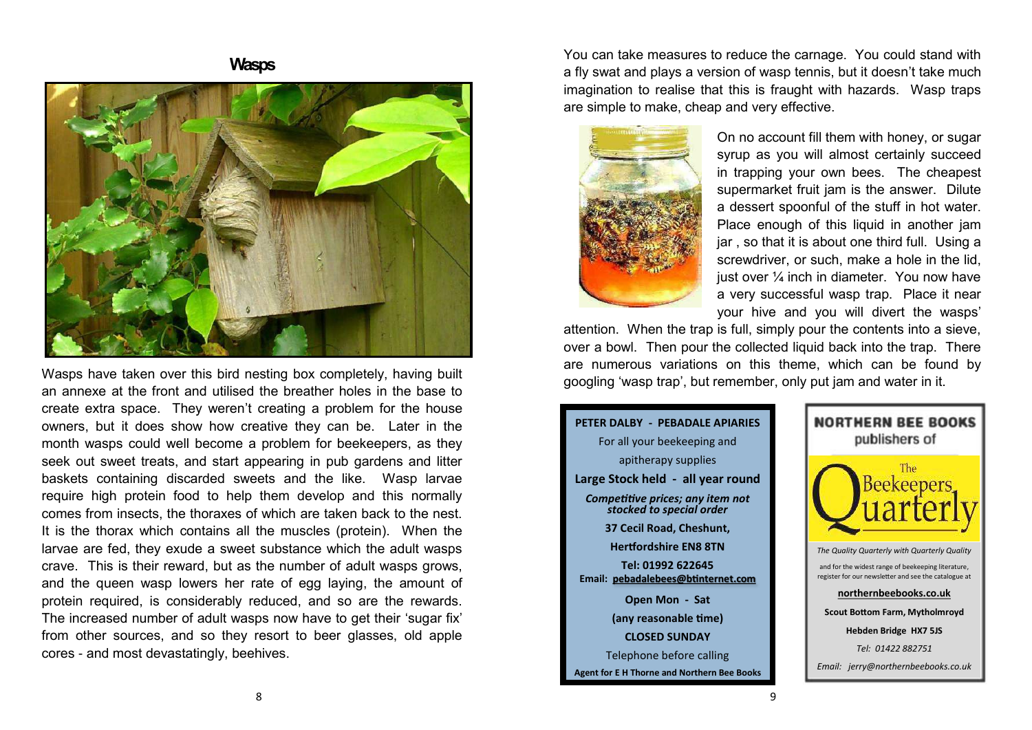## Wasps

Wasps have taken over this bird nesting box completely, having built an annexe at the front and utilised the breather holes in the base to create extra space. They weren't creating a problem for the house owners, but it does show how creative they can be. Later in the month wasps could well become a problem for beekeepers, as they seek out sweet treats, and start appearing in pub gardens and litter baskets containing discarded sweets and the like. Wasp larvae require high protein food to help them develop and this normally comes from insects, the thoraxes of which are taken back to the nest. It is the thorax which contains all the muscles (protein). When the larvae are fed, they exude a sweet substance which the adult wasps crave. This is their reward, but as the number of adult wasps grows, and the queen wasp lowers her rate of egg laying, the amount of protein required, is considerably reduced, and so are the rewards. The increased number of adult wasps now have to get their 'sugar fix' from other sources, and so they resort to beer glasses, old apple cores - and most devastatingly, beehives.

You can take measures to reduce the carnage. You could stand with a fly swat and plays a version of wasp tennis, but it doesn't take much imagination to realise that this is fraught with hazards. Wasp traps are simple to make, cheap and very effective.

On no account fill them with honey, or sugar syrup as you will almost certainly succeed in trapping your own bees. The cheapest supermarket fruit jam is the answer. Dilute a dessert spoonful of the stuff in hot water. Place enough of this liquid in another jam jar , so that it is about one third full. Using a screwdriver, or such, make a hole in the lid, just over ¼ inch in diameter. You now have a very successful wasp trap. Place it near your hive and you will divert the wasps' attention. When the trap is full, simply pour the contents into a sieve, over a bowl. Then pour the collected liquid back into the trap. There are numerous variations on this theme, which can be found by googling 'wasp trap', but remember, only put jam and water in it.

**PETER DALBY - PEBADALE APIARIES**

For all your beekeeping and apitherapy supplies

**Large Stock held - all year round**

***Competitive prices; any item not stocked to special order***

**37 Cecil Road, Cheshunt, Hertfordshire EN8 8TN**

**Tel: 01992 622645**

**Email: pebadalebees@btinternet.com**

**Open Mon - Sat (any reasonable time)**

**CLOSED SUNDAY**

Telephone before calling

**Agent for E H Thorne and Northern Bee Books**

**NORTHERN BEE BOOKS**

publishers of

The Beekeepers Quarterly

*The Quality Quarterly with Quarterly Quality*

and for the widest range of beekeeping literature, register for our newsletter and see the catalogue at

**northernbeebooks.co.uk**

**Scout Bottom Farm, Mytholmroyd**

**Hebden Bridge HX7 5JS**

*Tel: 01422 882751*

*Email: jerry@northernbeebooks.co.uk*